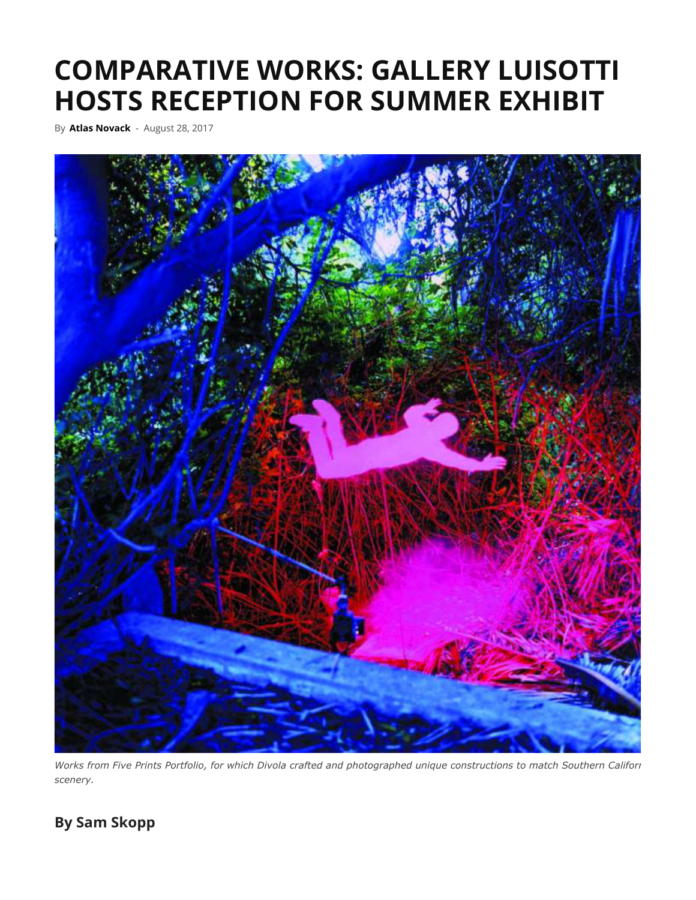# COMPARATIVE WORKS: GALLERY LUISOTTI HOSTS RECEPTION FOR SUMMER EXHIBIT

By **Atlas Novack** - August 28, 2017

*Works from Five Prints Portfolio, for which Divola crafted and photographed unique constructions to match Southern Califorr scenery.*

## By Sam Skopp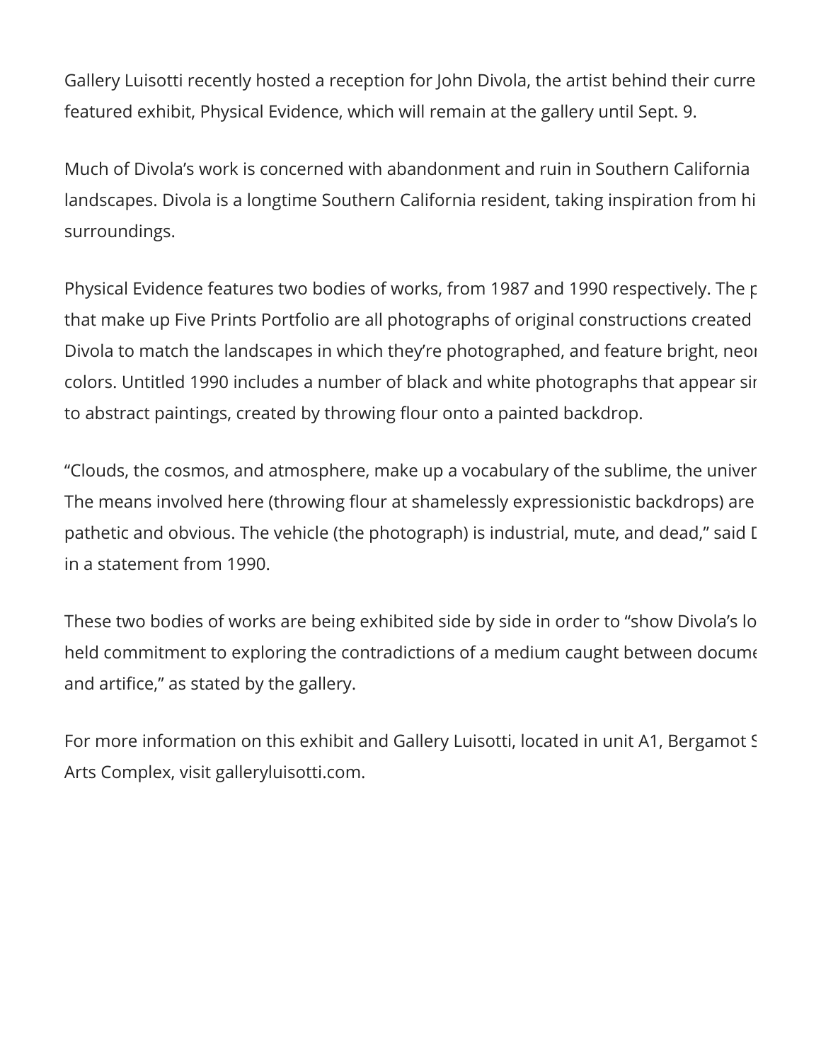Gallery Luisotti recently hosted a reception for John Divola, the artist behind their curre featured exhibit, Physical Evidence, which will remain at the gallery until Sept. 9.

Much of Divola's work is concerned with abandonment and ruin in Southern California landscapes. Divola is a longtime Southern California resident, taking inspiration from hi surroundings.

Physical Evidence features two bodies of works, from 1987 and 1990 respectively. The p that make up Five Prints Portfolio are all photographs of original constructions created Divola to match the landscapes in which they're photographed, and feature bright, neon colors. Untitled 1990 includes a number of black and white photographs that appear sir to abstract paintings, created by throwing flour onto a painted backdrop.

"Clouds, the cosmos, and atmosphere, make up a vocabulary of the sublime, the univer The means involved here (throwing flour at shamelessly expressionistic backdrops) are pathetic and obvious. The vehicle (the photograph) is industrial, mute, and dead," said D in a statement from 1990.

These two bodies of works are being exhibited side by side in order to "show Divola's lo held commitment to exploring the contradictions of a medium caught between docume and artifice," as stated by the gallery.

For more information on this exhibit and Gallery Luisotti, located in unit A1, Bergamot S Arts Complex, visit galleryluisotti.com.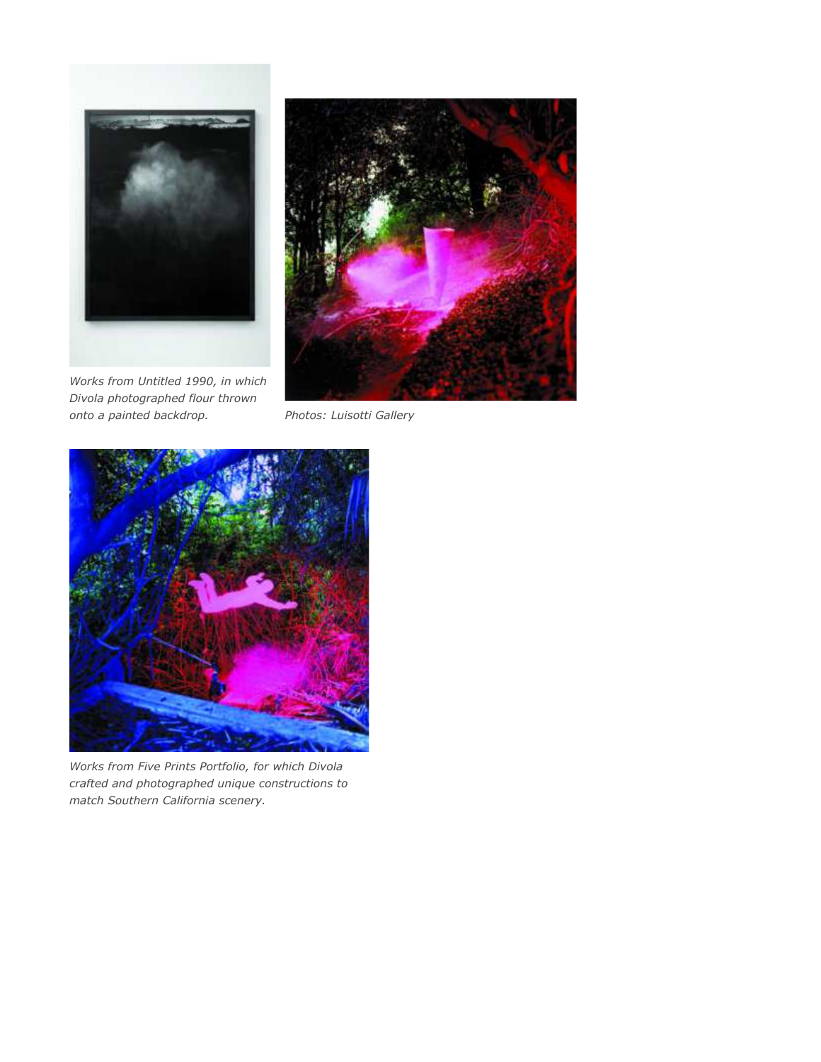*Works from Untitled 1990, in which Divola photographed flour thrown onto a painted backdrop.*

*Photos: Luisotti Gallery*

*Works from Five Prints Portfolio, for which Divola crafted and photographed unique constructions to match Southern California scenery.*